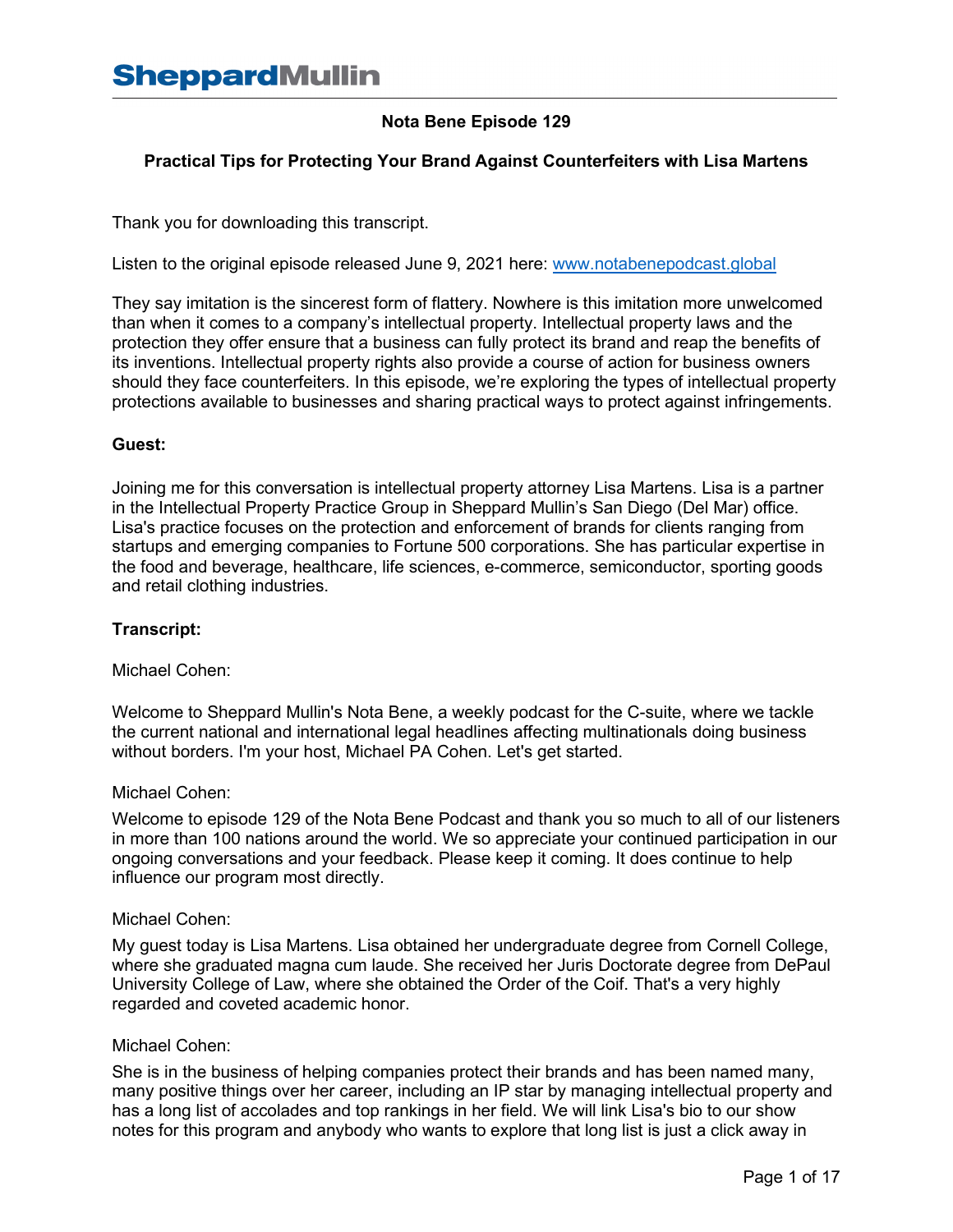# Nota Bene Episode 129

## Practical Tips for Protecting Your Brand Against Counterfeiters with Lisa Martens

Thank you for downloading this transcript.

Listen to the original episode released June 9, 2021 here: [www.notabenepodcast.global](http://www.notabenepodcast.global)

They say imitation is the sincerest form of flattery. Nowhere is this imitation more unwelcomed than when it comes to a company's intellectual property. Intellectual property laws and the protection they offer ensure that a business can fully protect its brand and reap the benefits of its inventions. Intellectual property rights also provide a course of action for business owners should they face counterfeiters. In this episode, we're exploring the types of intellectual property protections available to businesses and sharing practical ways to protect against infringements.

**Guest:**

Joining me for this conversation is intellectual property attorney Lisa Martens. Lisa is a partner in the Intellectual Property Practice Group in Sheppard Mullin's San Diego (Del Mar) office. Lisa's practice focuses on the protection and enforcement of brands for clients ranging from startups and emerging companies to Fortune 500 corporations. She has particular expertise in the food and beverage, healthcare, life sciences, e-commerce, semiconductor, sporting goods and retail clothing industries.

**Transcript:**

Michael Cohen:

Welcome to Sheppard Mullin's Nota Bene, a weekly podcast for the C-suite, where we tackle the current national and international legal headlines affecting multinationals doing business without borders. I'm your host, Michael PA Cohen. Let's get started.

Michael Cohen:

Welcome to episode 129 of the Nota Bene Podcast and thank you so much to all of our listeners in more than 100 nations around the world. We so appreciate your continued participation in our ongoing conversations and your feedback. Please keep it coming. It does continue to help influence our program most directly.

Michael Cohen:

My guest today is Lisa Martens. Lisa obtained her undergraduate degree from Cornell College, where she graduated magna cum laude. She received her Juris Doctorate degree from DePaul University College of Law, where she obtained the Order of the Coif. That's a very highly regarded and coveted academic honor.

Michael Cohen:

She is in the business of helping companies protect their brands and has been named many, many positive things over her career, including an IP star by managing intellectual property and has a long list of accolades and top rankings in her field. We will link Lisa's bio to our show notes for this program and anybody who wants to explore that long list is just a click away in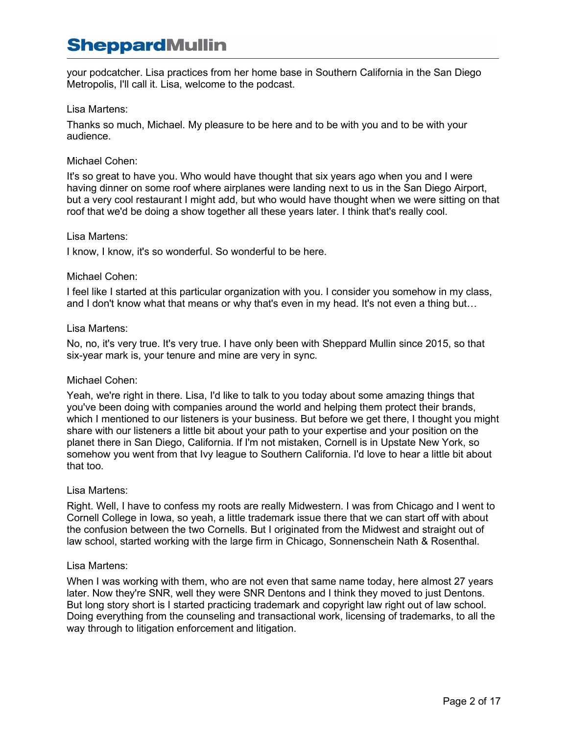your podcatcher. Lisa practices from her home base in Southern California in the San Diego Metropolis, I'll call it. Lisa, welcome to the podcast.

Lisa Martens:

Thanks so much, Michael. My pleasure to be here and to be with you and to be with your audience.

Michael Cohen:

It's so great to have you. Who would have thought that six years ago when you and I were having dinner on some roof where airplanes were landing next to us in the San Diego Airport, but a very cool restaurant I might add, but who would have thought when we were sitting on that roof that we'd be doing a show together all these years later. I think that's really cool.

Lisa Martens:

I know, I know, it's so wonderful. So wonderful to be here.

Michael Cohen:

I feel like I started at this particular organization with you. I consider you somehow in my class, and I don't know what that means or why that's even in my head. It's not even a thing but…

Lisa Martens:

No, no, it's very true. It's very true. I have only been with Sheppard Mullin since 2015, so that six-year mark is, your tenure and mine are very in sync.

Michael Cohen:

Yeah, we're right in there. Lisa, I'd like to talk to you today about some amazing things that you've been doing with companies around the world and helping them protect their brands, which I mentioned to our listeners is your business. But before we get there, I thought you might share with our listeners a little bit about your path to your expertise and your position on the planet there in San Diego, California. If I'm not mistaken, Cornell is in Upstate New York, so somehow you went from that Ivy league to Southern California. I'd love to hear a little bit about that too.

Lisa Martens:

Right. Well, I have to confess my roots are really Midwestern. I was from Chicago and I went to Cornell College in Iowa, so yeah, a little trademark issue there that we can start off with about the confusion between the two Cornells. But I originated from the Midwest and straight out of law school, started working with the large firm in Chicago, Sonnenschein Nath & Rosenthal.

Lisa Martens:

When I was working with them, who are not even that same name today, here almost 27 years later. Now they're SNR, well they were SNR Dentons and I think they moved to just Dentons. But long story short is I started practicing trademark and copyright law right out of law school. Doing everything from the counseling and transactional work, licensing of trademarks, to all the way through to litigation enforcement and litigation.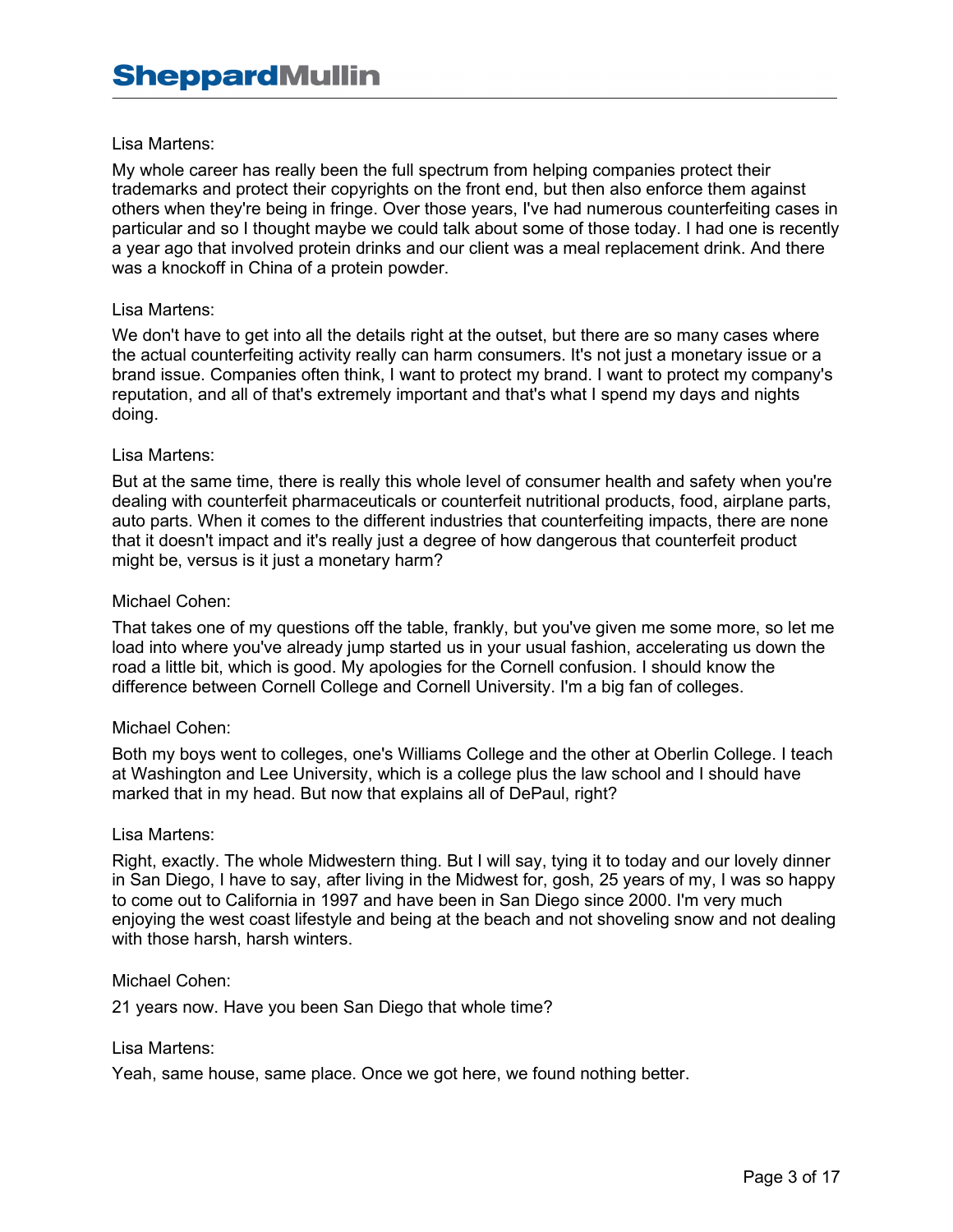Lisa Martens:

My whole career has really been the full spectrum from helping companies protect their trademarks and protect their copyrights on the front end, but then also enforce them against others when they're being in fringe. Over those years, I've had numerous counterfeiting cases in particular and so I thought maybe we could talk about some of those today. I had one is recently a year ago that involved protein drinks and our client was a meal replacement drink. And there was a knockoff in China of a protein powder.

Lisa Martens:

We don't have to get into all the details right at the outset, but there are so many cases where the actual counterfeiting activity really can harm consumers. It's not just a monetary issue or a brand issue. Companies often think, I want to protect my brand. I want to protect my company's reputation, and all of that's extremely important and that's what I spend my days and nights doing.

Lisa Martens:

But at the same time, there is really this whole level of consumer health and safety when you're dealing with counterfeit pharmaceuticals or counterfeit nutritional products, food, airplane parts, auto parts. When it comes to the different industries that counterfeiting impacts, there are none that it doesn't impact and it's really just a degree of how dangerous that counterfeit product might be, versus is it just a monetary harm?

Michael Cohen:

That takes one of my questions off the table, frankly, but you've given me some more, so let me load into where you've already jump started us in your usual fashion, accelerating us down the road a little bit, which is good. My apologies for the Cornell confusion. I should know the difference between Cornell College and Cornell University. I'm a big fan of colleges.

Michael Cohen:

Both my boys went to colleges, one's Williams College and the other at Oberlin College. I teach at Washington and Lee University, which is a college plus the law school and I should have marked that in my head. But now that explains all of DePaul, right?

Lisa Martens:

Right, exactly. The whole Midwestern thing. But I will say, tying it to today and our lovely dinner in San Diego, I have to say, after living in the Midwest for, gosh, 25 years of my, I was so happy to come out to California in 1997 and have been in San Diego since 2000. I'm very much enjoying the west coast lifestyle and being at the beach and not shoveling snow and not dealing with those harsh, harsh winters.

Michael Cohen:

21 years now. Have you been San Diego that whole time?

Lisa Martens:

Yeah, same house, same place. Once we got here, we found nothing better.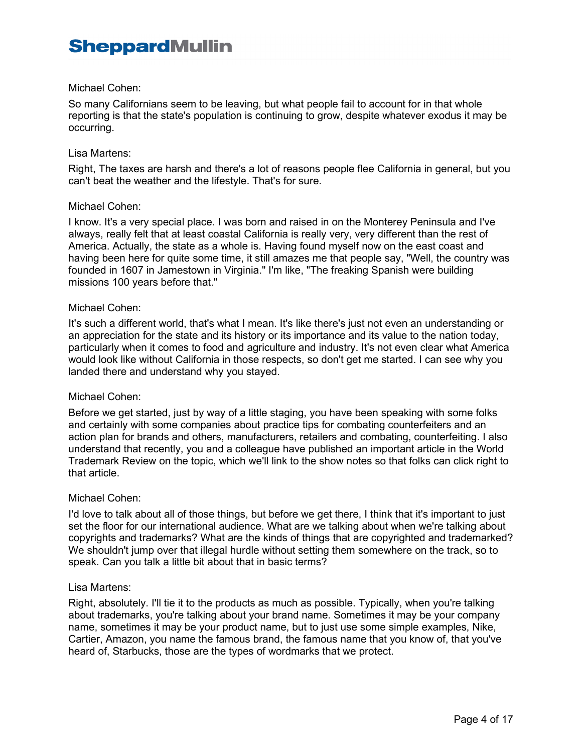Michael Cohen:

So many Californians seem to be leaving, but what people fail to account for in that whole reporting is that the state's population is continuing to grow, despite whatever exodus it may be occurring.

Lisa Martens:

Right, The taxes are harsh and there's a lot of reasons people flee California in general, but you can't beat the weather and the lifestyle. That's for sure.

Michael Cohen:

I know. It's a very special place. I was born and raised in on the Monterey Peninsula and I've always, really felt that at least coastal California is really very, very different than the rest of America. Actually, the state as a whole is. Having found myself now on the east coast and having been here for quite some time, it still amazes me that people say, "Well, the country was founded in 1607 in Jamestown in Virginia." I'm like, "The freaking Spanish were building missions 100 years before that."

Michael Cohen:

It's such a different world, that's what I mean. It's like there's just not even an understanding or an appreciation for the state and its history or its importance and its value to the nation today, particularly when it comes to food and agriculture and industry. It's not even clear what America would look like without California in those respects, so don't get me started. I can see why you landed there and understand why you stayed.

Michael Cohen:

Before we get started, just by way of a little staging, you have been speaking with some folks and certainly with some companies about practice tips for combating counterfeiters and an action plan for brands and others, manufacturers, retailers and combating, counterfeiting. I also understand that recently, you and a colleague have published an important article in the World Trademark Review on the topic, which we'll link to the show notes so that folks can click right to that article.

Michael Cohen:

I'd love to talk about all of those things, but before we get there, I think that it's important to just set the floor for our international audience. What are we talking about when we're talking about copyrights and trademarks? What are the kinds of things that are copyrighted and trademarked? We shouldn't jump over that illegal hurdle without setting them somewhere on the track, so to speak. Can you talk a little bit about that in basic terms?

Lisa Martens:

Right, absolutely. I'll tie it to the products as much as possible. Typically, when you're talking about trademarks, you're talking about your brand name. Sometimes it may be your company name, sometimes it may be your product name, but to just use some simple examples, Nike, Cartier, Amazon, you name the famous brand, the famous name that you know of, that you've heard of, Starbucks, those are the types of wordmarks that we protect.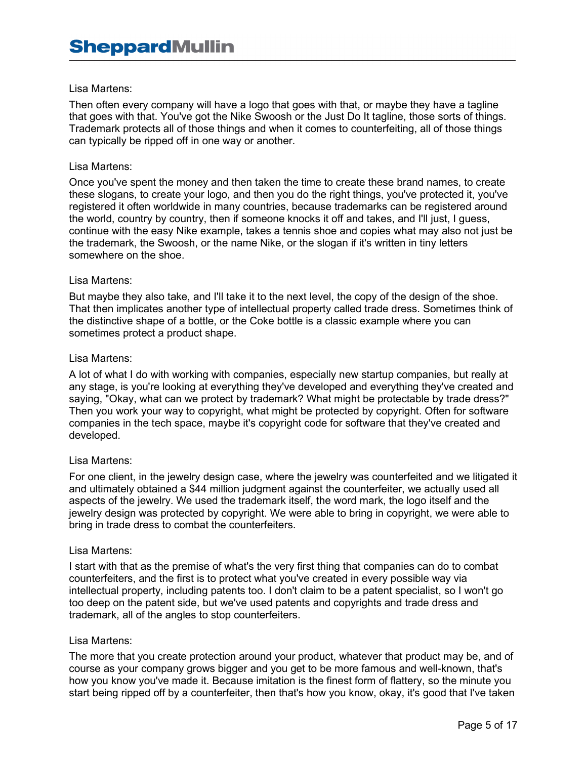Lisa Martens:

Then often every company will have a logo that goes with that, or maybe they have a tagline that goes with that. You've got the Nike Swoosh or the Just Do It tagline, those sorts of things. Trademark protects all of those things and when it comes to counterfeiting, all of those things can typically be ripped off in one way or another.

Lisa Martens:

Once you've spent the money and then taken the time to create these brand names, to create these slogans, to create your logo, and then you do the right things, you've protected it, you've registered it often worldwide in many countries, because trademarks can be registered around the world, country by country, then if someone knocks it off and takes, and I'll just, I guess, continue with the easy Nike example, takes a tennis shoe and copies what may also not just be the trademark, the Swoosh, or the name Nike, or the slogan if it's written in tiny letters somewhere on the shoe.

Lisa Martens:

But maybe they also take, and I'll take it to the next level, the copy of the design of the shoe. That then implicates another type of intellectual property called trade dress. Sometimes think of the distinctive shape of a bottle, or the Coke bottle is a classic example where you can sometimes protect a product shape.

Lisa Martens:

A lot of what I do with working with companies, especially new startup companies, but really at any stage, is you're looking at everything they've developed and everything they've created and saying, "Okay, what can we protect by trademark? What might be protectable by trade dress?" Then you work your way to copyright, what might be protected by copyright. Often for software companies in the tech space, maybe it's copyright code for software that they've created and developed.

Lisa Martens:

For one client, in the jewelry design case, where the jewelry was counterfeited and we litigated it and ultimately obtained a $44 million judgment against the counterfeiter, we actually used all aspects of the jewelry. We used the trademark itself, the word mark, the logo itself and the jewelry design was protected by copyright. We were able to bring in copyright, we were able to bring in trade dress to combat the counterfeiters.

Lisa Martens:

I start with that as the premise of what's the very first thing that companies can do to combat counterfeiters, and the first is to protect what you've created in every possible way via intellectual property, including patents too. I don't claim to be a patent specialist, so I won't go too deep on the patent side, but we've used patents and copyrights and trade dress and trademark, all of the angles to stop counterfeiters.

Lisa Martens:

The more that you create protection around your product, whatever that product may be, and of course as your company grows bigger and you get to be more famous and well-known, that's how you know you've made it. Because imitation is the finest form of flattery, so the minute you start being ripped off by a counterfeiter, then that's how you know, okay, it's good that I've taken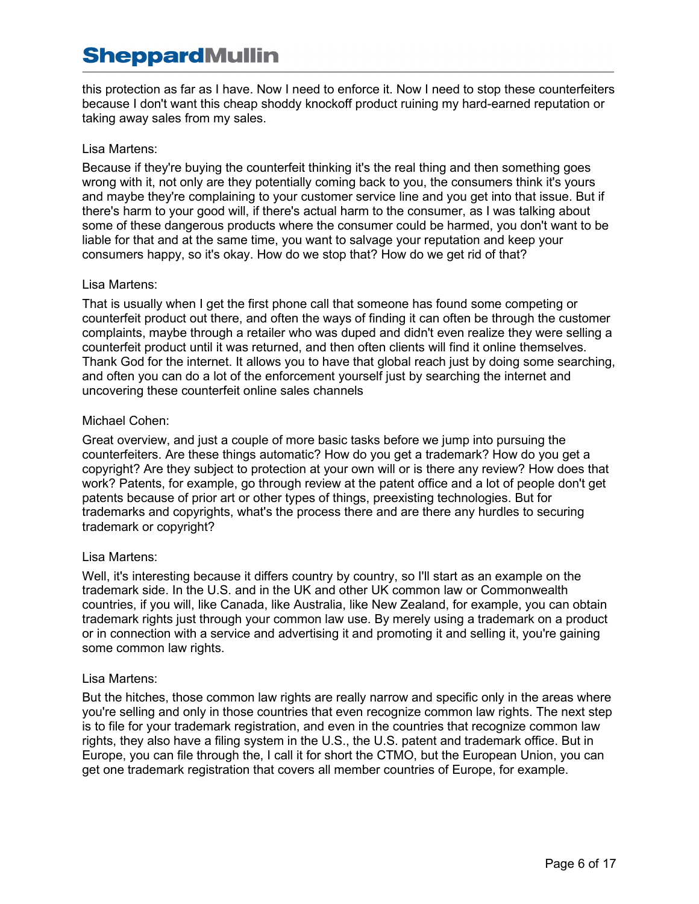this protection as far as I have. Now I need to enforce it. Now I need to stop these counterfeiters because I don't want this cheap shoddy knockoff product ruining my hard-earned reputation or taking away sales from my sales.

Lisa Martens:

Because if they're buying the counterfeit thinking it's the real thing and then something goes wrong with it, not only are they potentially coming back to you, the consumers think it's yours and maybe they're complaining to your customer service line and you get into that issue. But if there's harm to your good will, if there's actual harm to the consumer, as I was talking about some of these dangerous products where the consumer could be harmed, you don't want to be liable for that and at the same time, you want to salvage your reputation and keep your consumers happy, so it's okay. How do we stop that? How do we get rid of that?

Lisa Martens:

That is usually when I get the first phone call that someone has found some competing or counterfeit product out there, and often the ways of finding it can often be through the customer complaints, maybe through a retailer who was duped and didn't even realize they were selling a counterfeit product until it was returned, and then often clients will find it online themselves. Thank God for the internet. It allows you to have that global reach just by doing some searching, and often you can do a lot of the enforcement yourself just by searching the internet and uncovering these counterfeit online sales channels

Michael Cohen:

Great overview, and just a couple of more basic tasks before we jump into pursuing the counterfeiters. Are these things automatic? How do you get a trademark? How do you get a copyright? Are they subject to protection at your own will or is there any review? How does that work? Patents, for example, go through review at the patent office and a lot of people don't get patents because of prior art or other types of things, preexisting technologies. But for trademarks and copyrights, what's the process there and are there any hurdles to securing trademark or copyright?

Lisa Martens:

Well, it's interesting because it differs country by country, so I'll start as an example on the trademark side. In the U.S. and in the UK and other UK common law or Commonwealth countries, if you will, like Canada, like Australia, like New Zealand, for example, you can obtain trademark rights just through your common law use. By merely using a trademark on a product or in connection with a service and advertising it and promoting it and selling it, you're gaining some common law rights.

Lisa Martens:

But the hitches, those common law rights are really narrow and specific only in the areas where you're selling and only in those countries that even recognize common law rights. The next step is to file for your trademark registration, and even in the countries that recognize common law rights, they also have a filing system in the U.S., the U.S. patent and trademark office. But in Europe, you can file through the, I call it for short the CTMO, but the European Union, you can get one trademark registration that covers all member countries of Europe, for example.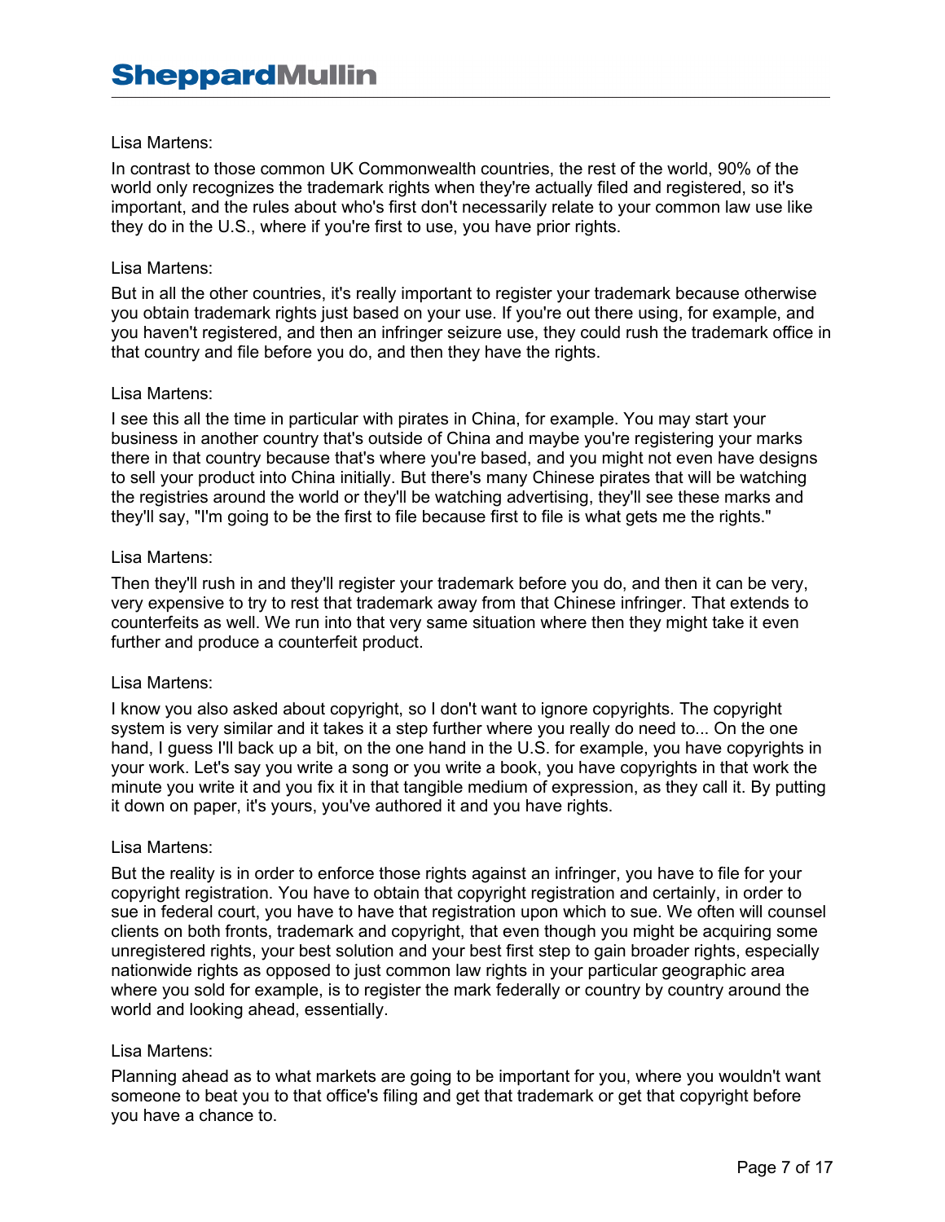Lisa Martens:

In contrast to those common UK Commonwealth countries, the rest of the world, 90% of the world only recognizes the trademark rights when they're actually filed and registered, so it's important, and the rules about who's first don't necessarily relate to your common law use like they do in the U.S., where if you're first to use, you have prior rights.

Lisa Martens:

But in all the other countries, it's really important to register your trademark because otherwise you obtain trademark rights just based on your use. If you're out there using, for example, and you haven't registered, and then an infringer seizure use, they could rush the trademark office in that country and file before you do, and then they have the rights.

Lisa Martens:

I see this all the time in particular with pirates in China, for example. You may start your business in another country that's outside of China and maybe you're registering your marks there in that country because that's where you're based, and you might not even have designs to sell your product into China initially. But there's many Chinese pirates that will be watching the registries around the world or they'll be watching advertising, they'll see these marks and they'll say, "I'm going to be the first to file because first to file is what gets me the rights."

Lisa Martens:

Then they'll rush in and they'll register your trademark before you do, and then it can be very, very expensive to try to rest that trademark away from that Chinese infringer. That extends to counterfeits as well. We run into that very same situation where then they might take it even further and produce a counterfeit product.

Lisa Martens:

I know you also asked about copyright, so I don't want to ignore copyrights. The copyright system is very similar and it takes it a step further where you really do need to... On the one hand, I guess I'll back up a bit, on the one hand in the U.S. for example, you have copyrights in your work. Let's say you write a song or you write a book, you have copyrights in that work the minute you write it and you fix it in that tangible medium of expression, as they call it. By putting it down on paper, it's yours, you've authored it and you have rights.

Lisa Martens:

But the reality is in order to enforce those rights against an infringer, you have to file for your copyright registration. You have to obtain that copyright registration and certainly, in order to sue in federal court, you have to have that registration upon which to sue. We often will counsel clients on both fronts, trademark and copyright, that even though you might be acquiring some unregistered rights, your best solution and your best first step to gain broader rights, especially nationwide rights as opposed to just common law rights in your particular geographic area where you sold for example, is to register the mark federally or country by country around the world and looking ahead, essentially.

Lisa Martens:

Planning ahead as to what markets are going to be important for you, where you wouldn't want someone to beat you to that office's filing and get that trademark or get that copyright before you have a chance to.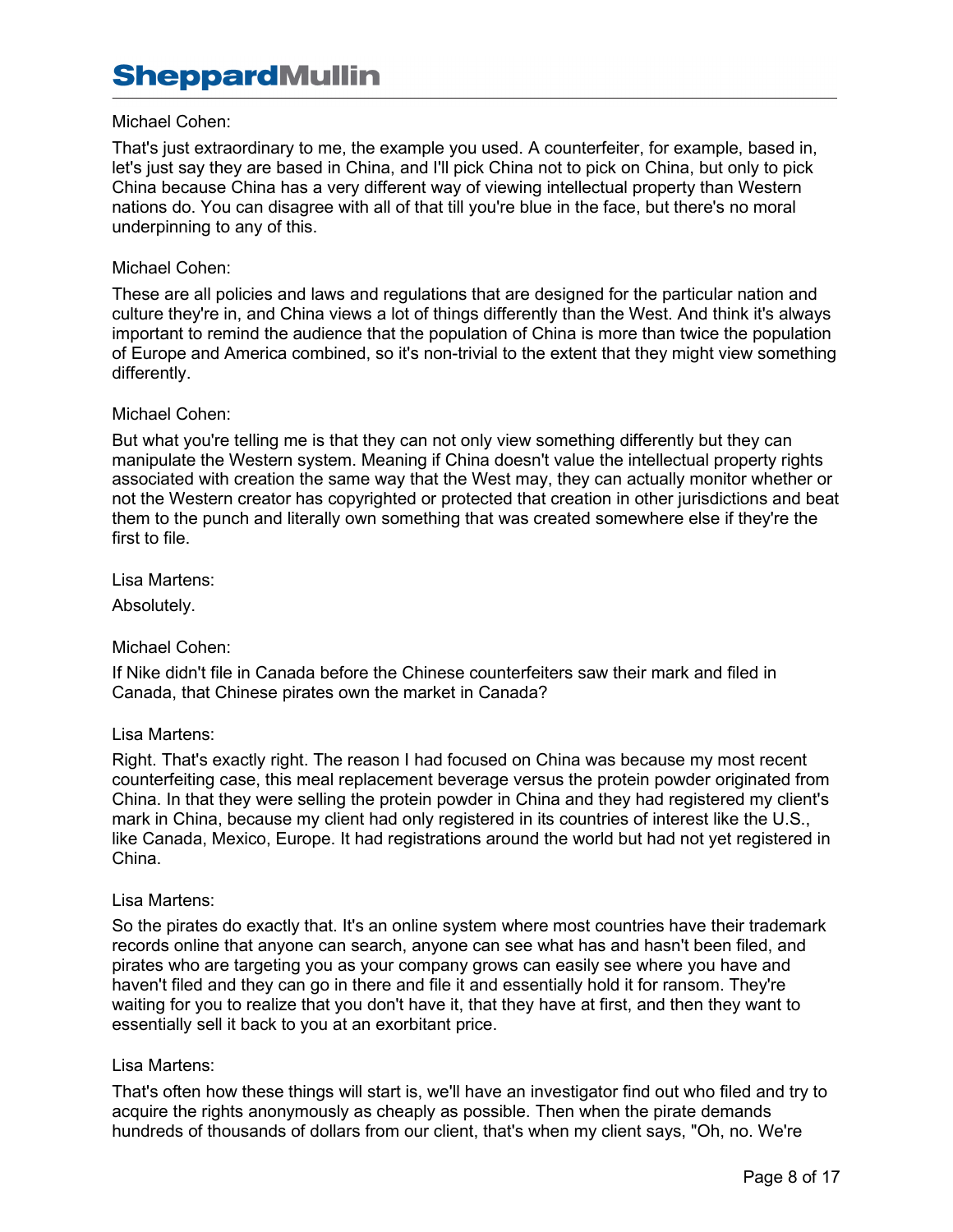Michael Cohen:

That's just extraordinary to me, the example you used. A counterfeiter, for example, based in, let's just say they are based in China, and I'll pick China not to pick on China, but only to pick China because China has a very different way of viewing intellectual property than Western nations do. You can disagree with all of that till you're blue in the face, but there's no moral underpinning to any of this.

Michael Cohen:

These are all policies and laws and regulations that are designed for the particular nation and culture they're in, and China views a lot of things differently than the West. And think it's always important to remind the audience that the population of China is more than twice the population of Europe and America combined, so it's non-trivial to the extent that they might view something differently.

Michael Cohen:

But what you're telling me is that they can not only view something differently but they can manipulate the Western system. Meaning if China doesn't value the intellectual property rights associated with creation the same way that the West may, they can actually monitor whether or not the Western creator has copyrighted or protected that creation in other jurisdictions and beat them to the punch and literally own something that was created somewhere else if they're the first to file.

Lisa Martens:

Absolutely.

Michael Cohen:

If Nike didn't file in Canada before the Chinese counterfeiters saw their mark and filed in Canada, that Chinese pirates own the market in Canada?

Lisa Martens:

Right. That's exactly right. The reason I had focused on China was because my most recent counterfeiting case, this meal replacement beverage versus the protein powder originated from China. In that they were selling the protein powder in China and they had registered my client's mark in China, because my client had only registered in its countries of interest like the U.S., like Canada, Mexico, Europe. It had registrations around the world but had not yet registered in China.

Lisa Martens:

So the pirates do exactly that. It's an online system where most countries have their trademark records online that anyone can search, anyone can see what has and hasn't been filed, and pirates who are targeting you as your company grows can easily see where you have and haven't filed and they can go in there and file it and essentially hold it for ransom. They're waiting for you to realize that you don't have it, that they have at first, and then they want to essentially sell it back to you at an exorbitant price.

Lisa Martens:

That's often how these things will start is, we'll have an investigator find out who filed and try to acquire the rights anonymously as cheaply as possible. Then when the pirate demands hundreds of thousands of dollars from our client, that's when my client says, "Oh, no. We're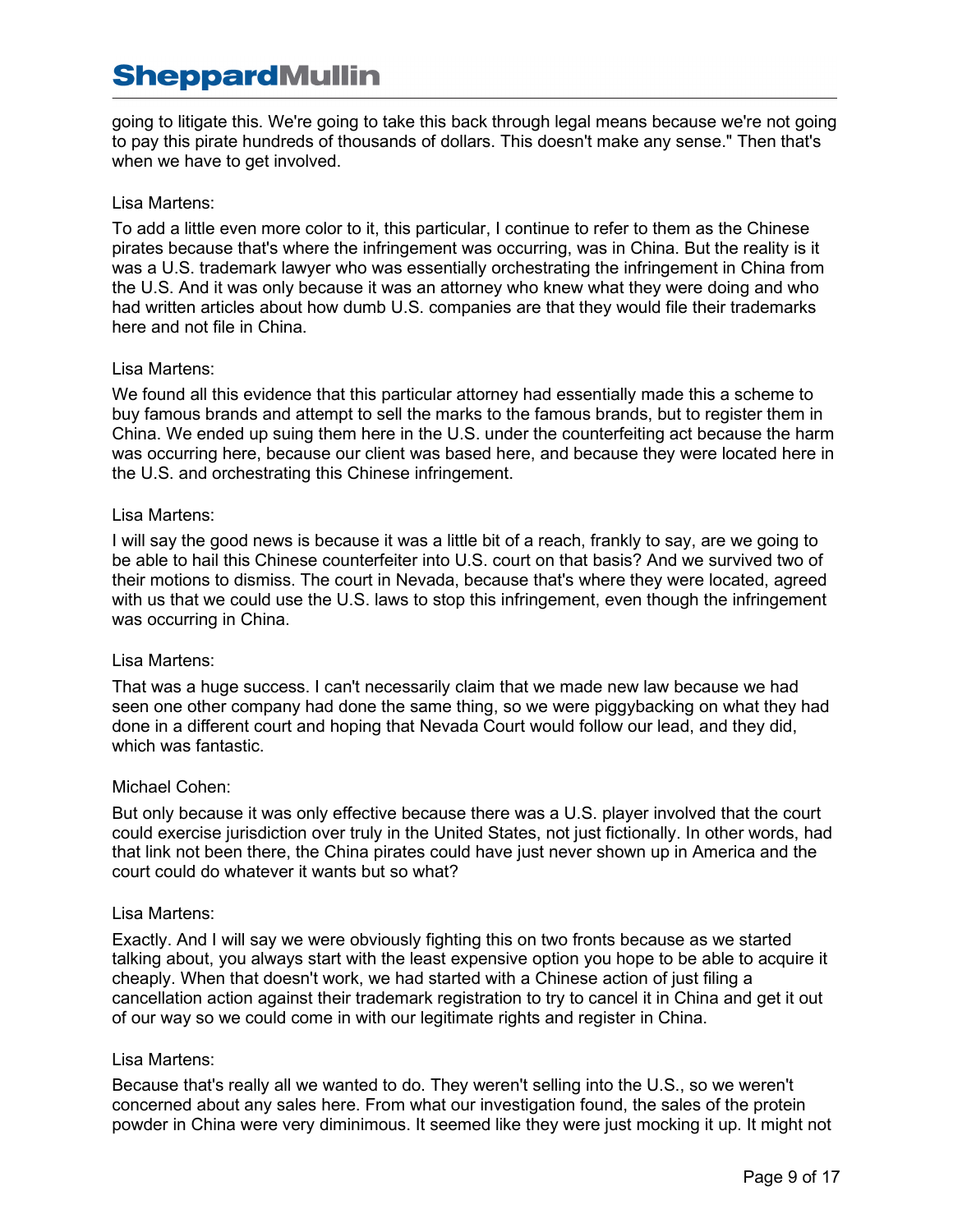going to litigate this. We're going to take this back through legal means because we're not going to pay this pirate hundreds of thousands of dollars. This doesn't make any sense." Then that's when we have to get involved.

Lisa Martens:

To add a little even more color to it, this particular, I continue to refer to them as the Chinese pirates because that's where the infringement was occurring, was in China. But the reality is it was a U.S. trademark lawyer who was essentially orchestrating the infringement in China from the U.S. And it was only because it was an attorney who knew what they were doing and who had written articles about how dumb U.S. companies are that they would file their trademarks here and not file in China.

Lisa Martens:

We found all this evidence that this particular attorney had essentially made this a scheme to buy famous brands and attempt to sell the marks to the famous brands, but to register them in China. We ended up suing them here in the U.S. under the counterfeiting act because the harm was occurring here, because our client was based here, and because they were located here in the U.S. and orchestrating this Chinese infringement.

Lisa Martens:

I will say the good news is because it was a little bit of a reach, frankly to say, are we going to be able to hail this Chinese counterfeiter into U.S. court on that basis? And we survived two of their motions to dismiss. The court in Nevada, because that's where they were located, agreed with us that we could use the U.S. laws to stop this infringement, even though the infringement was occurring in China.

Lisa Martens:

That was a huge success. I can't necessarily claim that we made new law because we had seen one other company had done the same thing, so we were piggybacking on what they had done in a different court and hoping that Nevada Court would follow our lead, and they did, which was fantastic.

Michael Cohen:

But only because it was only effective because there was a U.S. player involved that the court could exercise jurisdiction over truly in the United States, not just fictionally. In other words, had that link not been there, the China pirates could have just never shown up in America and the court could do whatever it wants but so what?

Lisa Martens:

Exactly. And I will say we were obviously fighting this on two fronts because as we started talking about, you always start with the least expensive option you hope to be able to acquire it cheaply. When that doesn't work, we had started with a Chinese action of just filing a cancellation action against their trademark registration to try to cancel it in China and get it out of our way so we could come in with our legitimate rights and register in China.

Lisa Martens:

Because that's really all we wanted to do. They weren't selling into the U.S., so we weren't concerned about any sales here. From what our investigation found, the sales of the protein powder in China were very diminimous. It seemed like they were just mocking it up. It might not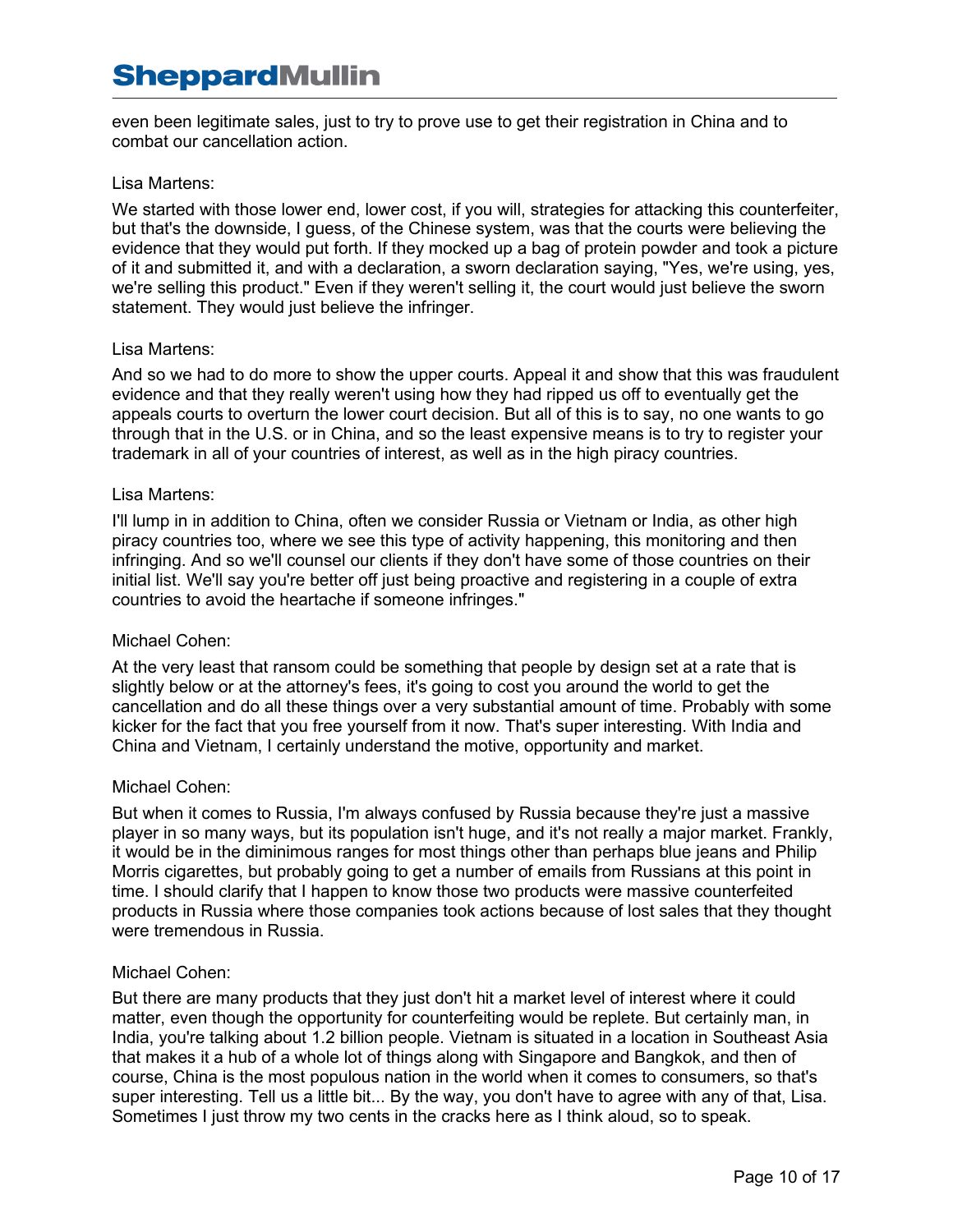even been legitimate sales, just to try to prove use to get their registration in China and to combat our cancellation action.

Lisa Martens:

We started with those lower end, lower cost, if you will, strategies for attacking this counterfeiter, but that's the downside, I guess, of the Chinese system, was that the courts were believing the evidence that they would put forth. If they mocked up a bag of protein powder and took a picture of it and submitted it, and with a declaration, a sworn declaration saying, "Yes, we're using, yes, we're selling this product." Even if they weren't selling it, the court would just believe the sworn statement. They would just believe the infringer.

Lisa Martens:

And so we had to do more to show the upper courts. Appeal it and show that this was fraudulent evidence and that they really weren't using how they had ripped us off to eventually get the appeals courts to overturn the lower court decision. But all of this is to say, no one wants to go through that in the U.S. or in China, and so the least expensive means is to try to register your trademark in all of your countries of interest, as well as in the high piracy countries.

Lisa Martens:

I'll lump in in addition to China, often we consider Russia or Vietnam or India, as other high piracy countries too, where we see this type of activity happening, this monitoring and then infringing. And so we'll counsel our clients if they don't have some of those countries on their initial list. We'll say you're better off just being proactive and registering in a couple of extra countries to avoid the heartache if someone infringes."

Michael Cohen:

At the very least that ransom could be something that people by design set at a rate that is slightly below or at the attorney's fees, it's going to cost you around the world to get the cancellation and do all these things over a very substantial amount of time. Probably with some kicker for the fact that you free yourself from it now. That's super interesting. With India and China and Vietnam, I certainly understand the motive, opportunity and market.

Michael Cohen:

But when it comes to Russia, I'm always confused by Russia because they're just a massive player in so many ways, but its population isn't huge, and it's not really a major market. Frankly, it would be in the diminimous ranges for most things other than perhaps blue jeans and Philip Morris cigarettes, but probably going to get a number of emails from Russians at this point in time. I should clarify that I happen to know those two products were massive counterfeited products in Russia where those companies took actions because of lost sales that they thought were tremendous in Russia.

Michael Cohen:

But there are many products that they just don't hit a market level of interest where it could matter, even though the opportunity for counterfeiting would be replete. But certainly man, in India, you're talking about 1.2 billion people. Vietnam is situated in a location in Southeast Asia that makes it a hub of a whole lot of things along with Singapore and Bangkok, and then of course, China is the most populous nation in the world when it comes to consumers, so that's super interesting. Tell us a little bit... By the way, you don't have to agree with any of that, Lisa. Sometimes I just throw my two cents in the cracks here as I think aloud, so to speak.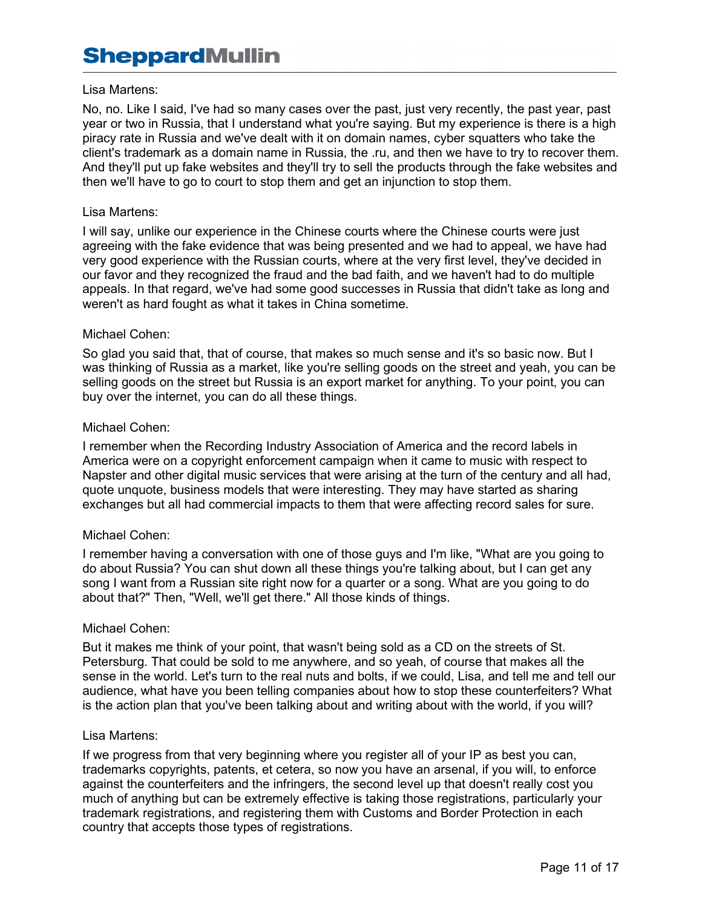Lisa Martens:

No, no. Like I said, I've had so many cases over the past, just very recently, the past year, past year or two in Russia, that I understand what you're saying. But my experience is there is a high piracy rate in Russia and we've dealt with it on domain names, cyber squatters who take the client's trademark as a domain name in Russia, the .ru, and then we have to try to recover them. And they'll put up fake websites and they'll try to sell the products through the fake websites and then we'll have to go to court to stop them and get an injunction to stop them.

Lisa Martens:

I will say, unlike our experience in the Chinese courts where the Chinese courts were just agreeing with the fake evidence that was being presented and we had to appeal, we have had very good experience with the Russian courts, where at the very first level, they've decided in our favor and they recognized the fraud and the bad faith, and we haven't had to do multiple appeals. In that regard, we've had some good successes in Russia that didn't take as long and weren't as hard fought as what it takes in China sometime.

Michael Cohen:

So glad you said that, that of course, that makes so much sense and it's so basic now. But I was thinking of Russia as a market, like you're selling goods on the street and yeah, you can be selling goods on the street but Russia is an export market for anything. To your point, you can buy over the internet, you can do all these things.

Michael Cohen:

I remember when the Recording Industry Association of America and the record labels in America were on a copyright enforcement campaign when it came to music with respect to Napster and other digital music services that were arising at the turn of the century and all had, quote unquote, business models that were interesting. They may have started as sharing exchanges but all had commercial impacts to them that were affecting record sales for sure.

Michael Cohen:

I remember having a conversation with one of those guys and I'm like, "What are you going to do about Russia? You can shut down all these things you're talking about, but I can get any song I want from a Russian site right now for a quarter or a song. What are you going to do about that?" Then, "Well, we'll get there." All those kinds of things.

Michael Cohen:

But it makes me think of your point, that wasn't being sold as a CD on the streets of St. Petersburg. That could be sold to me anywhere, and so yeah, of course that makes all the sense in the world. Let's turn to the real nuts and bolts, if we could, Lisa, and tell me and tell our audience, what have you been telling companies about how to stop these counterfeiters? What is the action plan that you've been talking about and writing about with the world, if you will?

Lisa Martens:

If we progress from that very beginning where you register all of your IP as best you can, trademarks copyrights, patents, et cetera, so now you have an arsenal, if you will, to enforce against the counterfeiters and the infringers, the second level up that doesn't really cost you much of anything but can be extremely effective is taking those registrations, particularly your trademark registrations, and registering them with Customs and Border Protection in each country that accepts those types of registrations.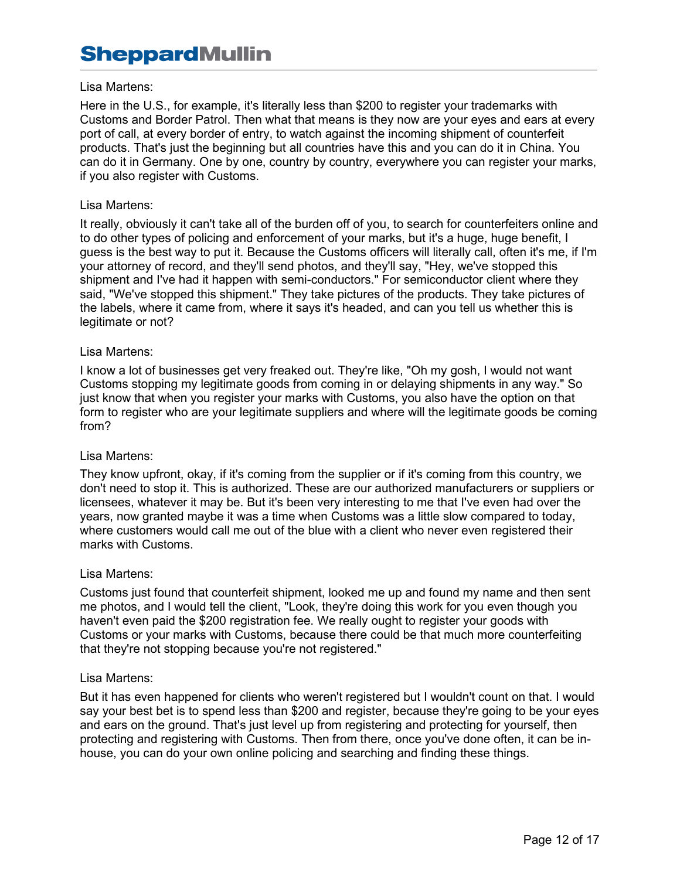Lisa Martens:

Here in the U.S., for example, it's literally less than $200 to register your trademarks with Customs and Border Patrol. Then what that means is they now are your eyes and ears at every port of call, at every border of entry, to watch against the incoming shipment of counterfeit products. That's just the beginning but all countries have this and you can do it in China. You can do it in Germany. One by one, country by country, everywhere you can register your marks, if you also register with Customs.

Lisa Martens:

It really, obviously it can't take all of the burden off of you, to search for counterfeiters online and to do other types of policing and enforcement of your marks, but it's a huge, huge benefit, I guess is the best way to put it. Because the Customs officers will literally call, often it's me, if I'm your attorney of record, and they'll send photos, and they'll say, "Hey, we've stopped this shipment and I've had it happen with semi-conductors." For semiconductor client where they said, "We've stopped this shipment." They take pictures of the products. They take pictures of the labels, where it came from, where it says it's headed, and can you tell us whether this is legitimate or not?

Lisa Martens:

I know a lot of businesses get very freaked out. They're like, "Oh my gosh, I would not want Customs stopping my legitimate goods from coming in or delaying shipments in any way." So just know that when you register your marks with Customs, you also have the option on that form to register who are your legitimate suppliers and where will the legitimate goods be coming from?

Lisa Martens:

They know upfront, okay, if it's coming from the supplier or if it's coming from this country, we don't need to stop it. This is authorized. These are our authorized manufacturers or suppliers or licensees, whatever it may be. But it's been very interesting to me that I've even had over the years, now granted maybe it was a time when Customs was a little slow compared to today, where customers would call me out of the blue with a client who never even registered their marks with Customs.

Lisa Martens:

Customs just found that counterfeit shipment, looked me up and found my name and then sent me photos, and I would tell the client, "Look, they're doing this work for you even though you haven't even paid the $200 registration fee. We really ought to register your goods with Customs or your marks with Customs, because there could be that much more counterfeiting that they're not stopping because you're not registered."

Lisa Martens:

But it has even happened for clients who weren't registered but I wouldn't count on that. I would say your best bet is to spend less than $200 and register, because they're going to be your eyes and ears on the ground. That's just level up from registering and protecting for yourself, then protecting and registering with Customs. Then from there, once you've done often, it can be in-house, you can do your own online policing and searching and finding these things.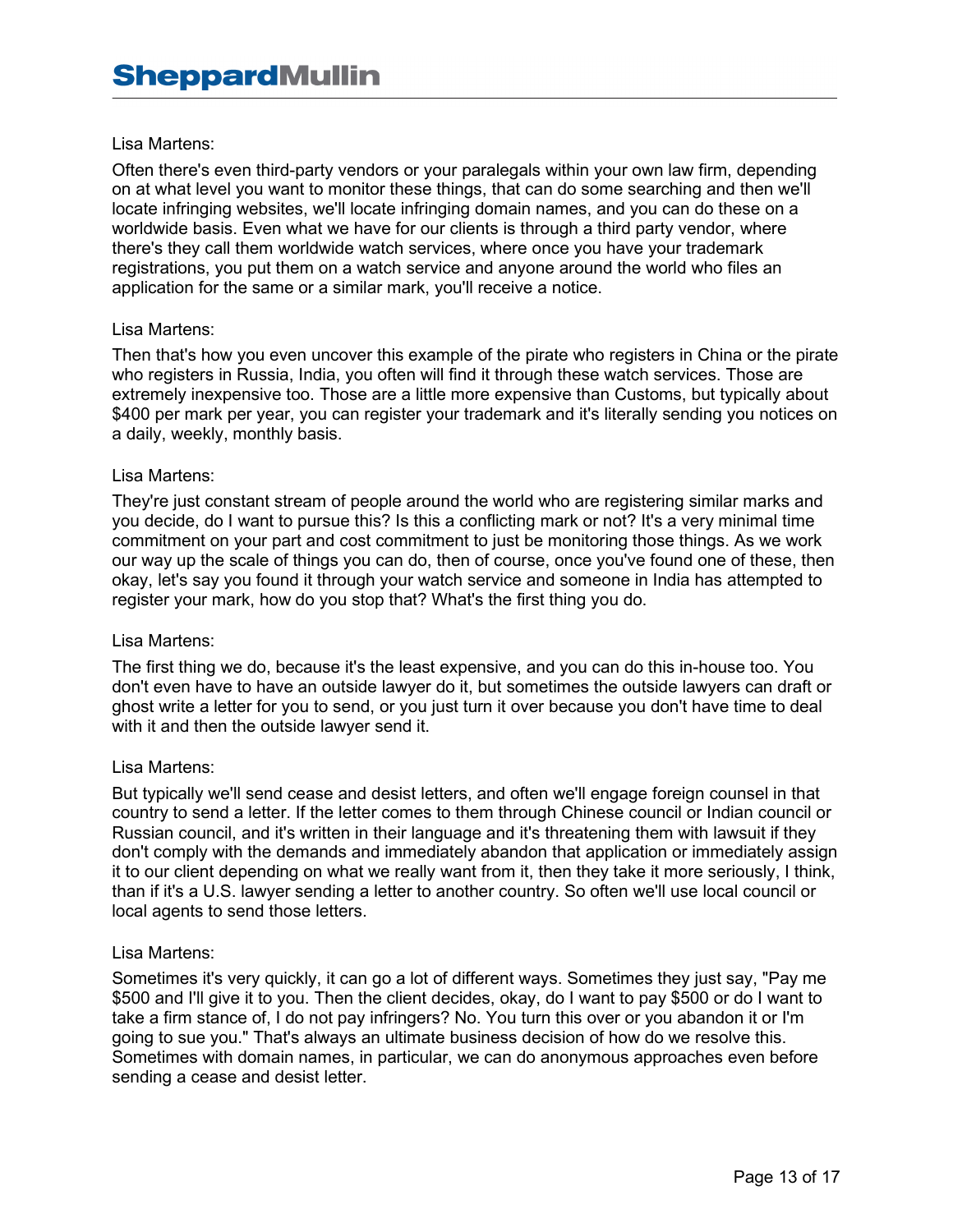Lisa Martens:

Often there's even third-party vendors or your paralegals within your own law firm, depending on at what level you want to monitor these things, that can do some searching and then we'll locate infringing websites, we'll locate infringing domain names, and you can do these on a worldwide basis. Even what we have for our clients is through a third party vendor, where there's they call them worldwide watch services, where once you have your trademark registrations, you put them on a watch service and anyone around the world who files an application for the same or a similar mark, you'll receive a notice.

Lisa Martens:

Then that's how you even uncover this example of the pirate who registers in China or the pirate who registers in Russia, India, you often will find it through these watch services. Those are extremely inexpensive too. Those are a little more expensive than Customs, but typically about $400 per mark per year, you can register your trademark and it's literally sending you notices on a daily, weekly, monthly basis.

Lisa Martens:

They're just constant stream of people around the world who are registering similar marks and you decide, do I want to pursue this? Is this a conflicting mark or not? It's a very minimal time commitment on your part and cost commitment to just be monitoring those things. As we work our way up the scale of things you can do, then of course, once you've found one of these, then okay, let's say you found it through your watch service and someone in India has attempted to register your mark, how do you stop that? What's the first thing you do.

Lisa Martens:

The first thing we do, because it's the least expensive, and you can do this in-house too. You don't even have to have an outside lawyer do it, but sometimes the outside lawyers can draft or ghost write a letter for you to send, or you just turn it over because you don't have time to deal with it and then the outside lawyer send it.

Lisa Martens:

But typically we'll send cease and desist letters, and often we'll engage foreign counsel in that country to send a letter. If the letter comes to them through Chinese council or Indian council or Russian council, and it's written in their language and it's threatening them with lawsuit if they don't comply with the demands and immediately abandon that application or immediately assign it to our client depending on what we really want from it, then they take it more seriously, I think, than if it's a U.S. lawyer sending a letter to another country. So often we'll use local council or local agents to send those letters.

Lisa Martens:

Sometimes it's very quickly, it can go a lot of different ways. Sometimes they just say, "Pay me $500 and I'll give it to you. Then the client decides, okay, do I want to pay $500 or do I want to take a firm stance of, I do not pay infringers? No. You turn this over or you abandon it or I'm going to sue you." That's always an ultimate business decision of how do we resolve this. Sometimes with domain names, in particular, we can do anonymous approaches even before sending a cease and desist letter.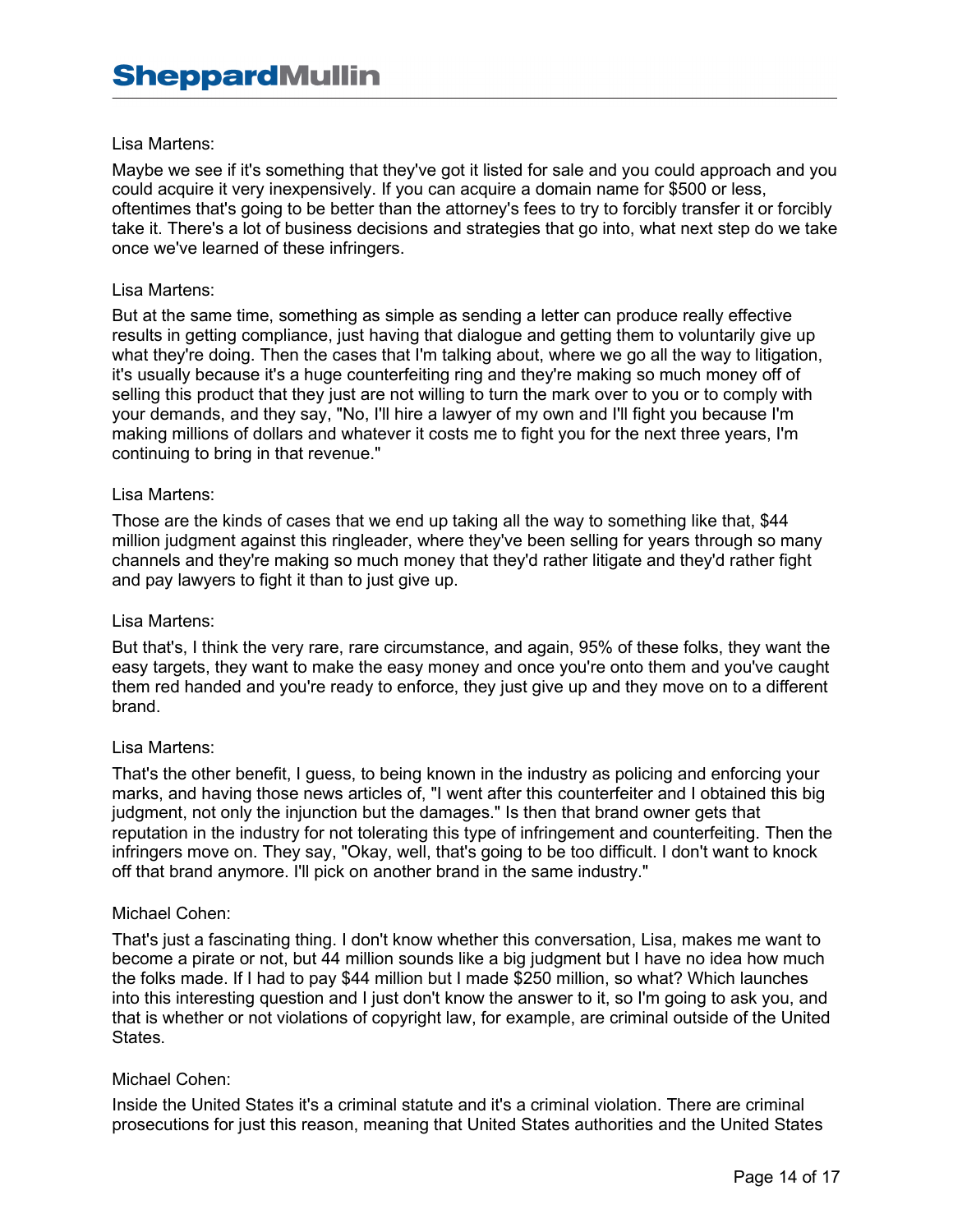Lisa Martens:

Maybe we see if it's something that they've got it listed for sale and you could approach and you could acquire it very inexpensively. If you can acquire a domain name for $500 or less, oftentimes that's going to be better than the attorney's fees to try to forcibly transfer it or forcibly take it. There's a lot of business decisions and strategies that go into, what next step do we take once we've learned of these infringers.

Lisa Martens:

But at the same time, something as simple as sending a letter can produce really effective results in getting compliance, just having that dialogue and getting them to voluntarily give up what they're doing. Then the cases that I'm talking about, where we go all the way to litigation, it's usually because it's a huge counterfeiting ring and they're making so much money off of selling this product that they just are not willing to turn the mark over to you or to comply with your demands, and they say, "No, I'll hire a lawyer of my own and I'll fight you because I'm making millions of dollars and whatever it costs me to fight you for the next three years, I'm continuing to bring in that revenue."

Lisa Martens:

Those are the kinds of cases that we end up taking all the way to something like that, $44 million judgment against this ringleader, where they've been selling for years through so many channels and they're making so much money that they'd rather litigate and they'd rather fight and pay lawyers to fight it than to just give up.

Lisa Martens:

But that's, I think the very rare, rare circumstance, and again, 95% of these folks, they want the easy targets, they want to make the easy money and once you're onto them and you've caught them red handed and you're ready to enforce, they just give up and they move on to a different brand.

Lisa Martens:

That's the other benefit, I guess, to being known in the industry as policing and enforcing your marks, and having those news articles of, "I went after this counterfeiter and I obtained this big judgment, not only the injunction but the damages." Is then that brand owner gets that reputation in the industry for not tolerating this type of infringement and counterfeiting. Then the infringers move on. They say, "Okay, well, that's going to be too difficult. I don't want to knock off that brand anymore. I'll pick on another brand in the same industry."

Michael Cohen:

That's just a fascinating thing. I don't know whether this conversation, Lisa, makes me want to become a pirate or not, but 44 million sounds like a big judgment but I have no idea how much the folks made. If I had to pay $44 million but I made $250 million, so what? Which launches into this interesting question and I just don't know the answer to it, so I'm going to ask you, and that is whether or not violations of copyright law, for example, are criminal outside of the United States.

Michael Cohen:

Inside the United States it's a criminal statute and it's a criminal violation. There are criminal prosecutions for just this reason, meaning that United States authorities and the United States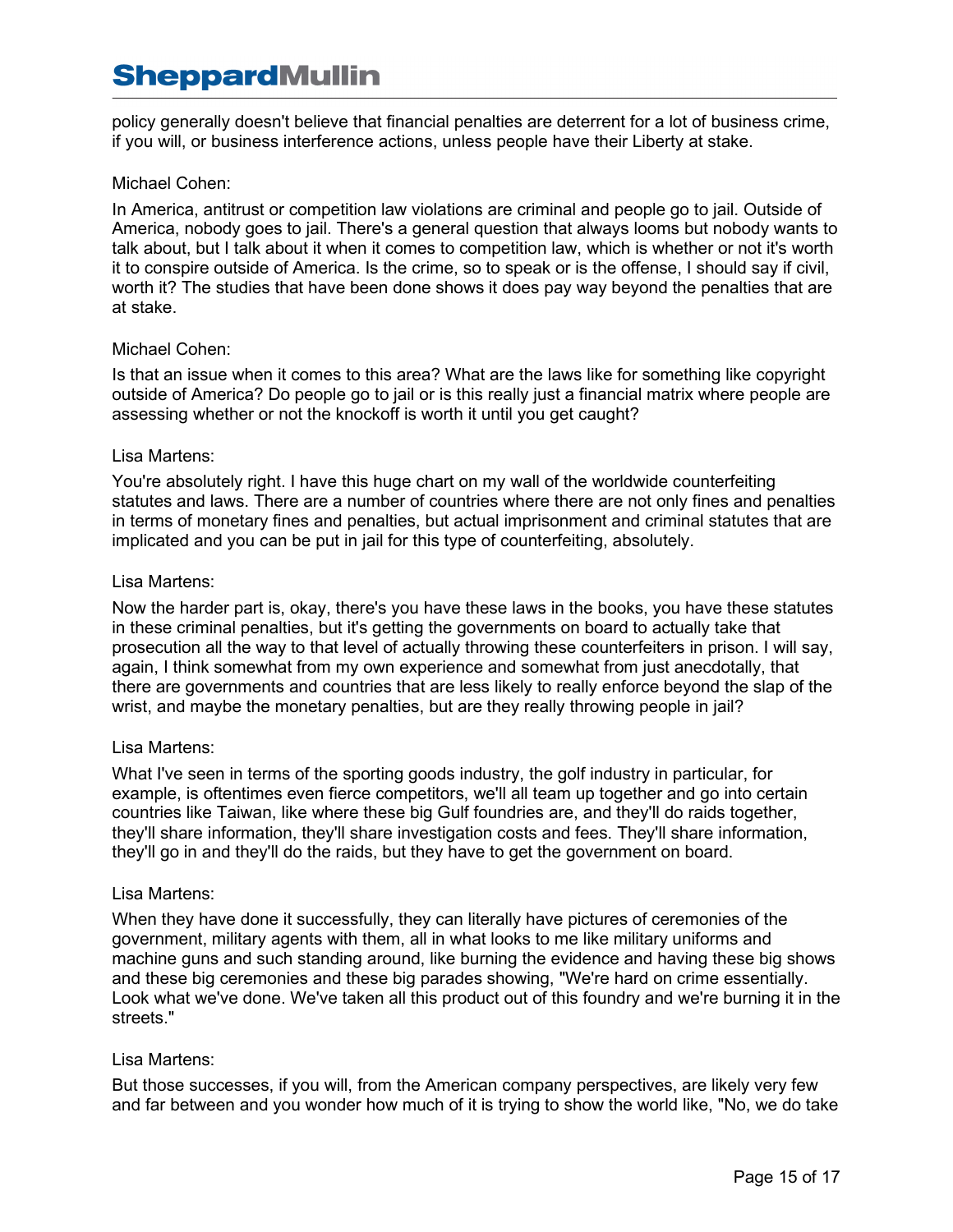policy generally doesn't believe that financial penalties are deterrent for a lot of business crime, if you will, or business interference actions, unless people have their Liberty at stake.

Michael Cohen:

In America, antitrust or competition law violations are criminal and people go to jail. Outside of America, nobody goes to jail. There's a general question that always looms but nobody wants to talk about, but I talk about it when it comes to competition law, which is whether or not it's worth it to conspire outside of America. Is the crime, so to speak or is the offense, I should say if civil, worth it? The studies that have been done shows it does pay way beyond the penalties that are at stake.

Michael Cohen:

Is that an issue when it comes to this area? What are the laws like for something like copyright outside of America? Do people go to jail or is this really just a financial matrix where people are assessing whether or not the knockoff is worth it until you get caught?

Lisa Martens:

You're absolutely right. I have this huge chart on my wall of the worldwide counterfeiting statutes and laws. There are a number of countries where there are not only fines and penalties in terms of monetary fines and penalties, but actual imprisonment and criminal statutes that are implicated and you can be put in jail for this type of counterfeiting, absolutely.

Lisa Martens:

Now the harder part is, okay, there's you have these laws in the books, you have these statutes in these criminal penalties, but it's getting the governments on board to actually take that prosecution all the way to that level of actually throwing these counterfeiters in prison. I will say, again, I think somewhat from my own experience and somewhat from just anecdotally, that there are governments and countries that are less likely to really enforce beyond the slap of the wrist, and maybe the monetary penalties, but are they really throwing people in jail?

Lisa Martens:

What I've seen in terms of the sporting goods industry, the golf industry in particular, for example, is oftentimes even fierce competitors, we'll all team up together and go into certain countries like Taiwan, like where these big Gulf foundries are, and they'll do raids together, they'll share information, they'll share investigation costs and fees. They'll share information, they'll go in and they'll do the raids, but they have to get the government on board.

Lisa Martens:

When they have done it successfully, they can literally have pictures of ceremonies of the government, military agents with them, all in what looks to me like military uniforms and machine guns and such standing around, like burning the evidence and having these big shows and these big ceremonies and these big parades showing, "We're hard on crime essentially. Look what we've done. We've taken all this product out of this foundry and we're burning it in the streets."

Lisa Martens:

But those successes, if you will, from the American company perspectives, are likely very few and far between and you wonder how much of it is trying to show the world like, "No, we do take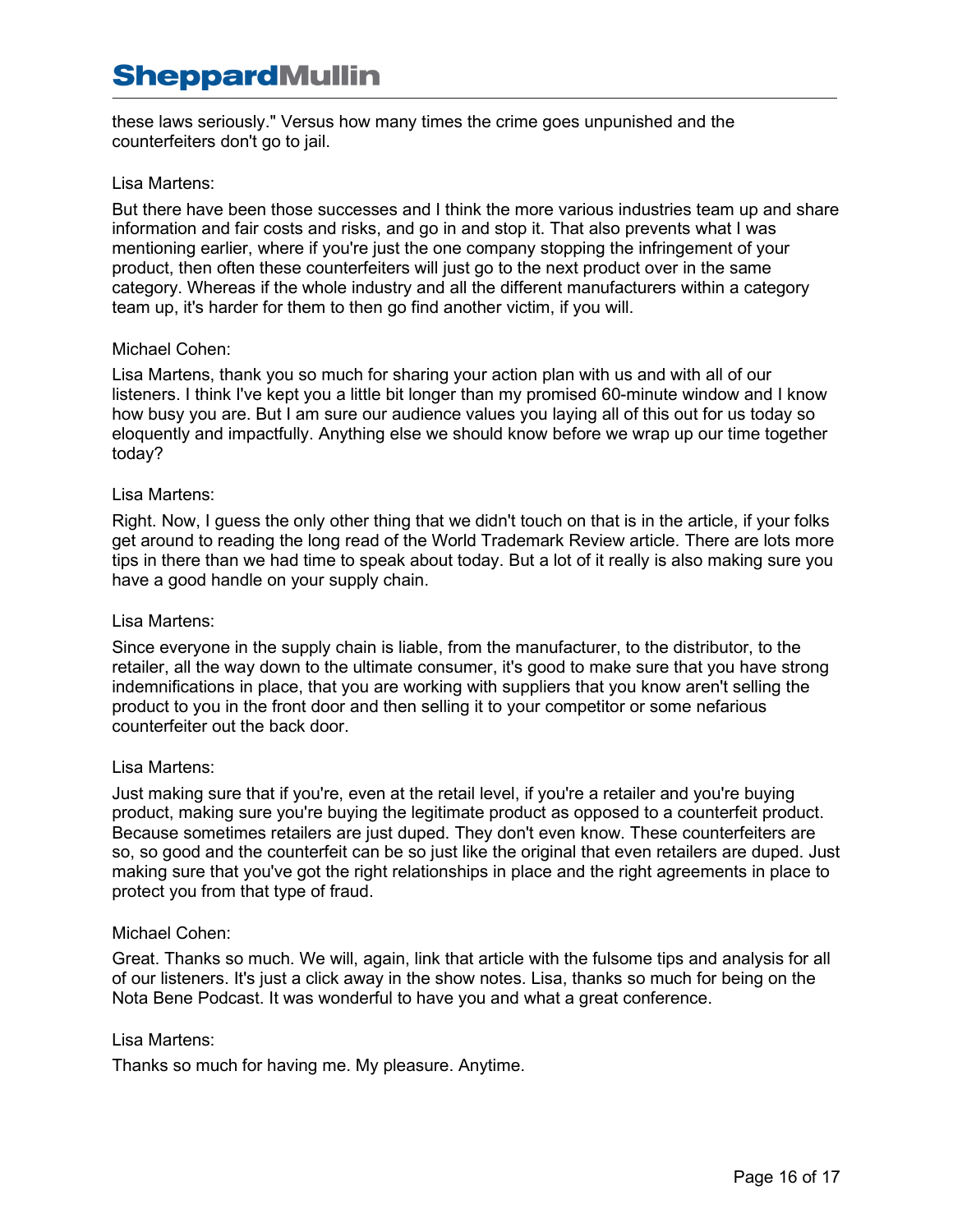these laws seriously." Versus how many times the crime goes unpunished and the counterfeiters don't go to jail.

Lisa Martens:

But there have been those successes and I think the more various industries team up and share information and fair costs and risks, and go in and stop it. That also prevents what I was mentioning earlier, where if you're just the one company stopping the infringement of your product, then often these counterfeiters will just go to the next product over in the same category. Whereas if the whole industry and all the different manufacturers within a category team up, it's harder for them to then go find another victim, if you will.

Michael Cohen:

Lisa Martens, thank you so much for sharing your action plan with us and with all of our listeners. I think I've kept you a little bit longer than my promised 60-minute window and I know how busy you are. But I am sure our audience values you laying all of this out for us today so eloquently and impactfully. Anything else we should know before we wrap up our time together today?

Lisa Martens:

Right. Now, I guess the only other thing that we didn't touch on that is in the article, if your folks get around to reading the long read of the World Trademark Review article. There are lots more tips in there than we had time to speak about today. But a lot of it really is also making sure you have a good handle on your supply chain.

Lisa Martens:

Since everyone in the supply chain is liable, from the manufacturer, to the distributor, to the retailer, all the way down to the ultimate consumer, it's good to make sure that you have strong indemnifications in place, that you are working with suppliers that you know aren't selling the product to you in the front door and then selling it to your competitor or some nefarious counterfeiter out the back door.

Lisa Martens:

Just making sure that if you're, even at the retail level, if you're a retailer and you're buying product, making sure you're buying the legitimate product as opposed to a counterfeit product. Because sometimes retailers are just duped. They don't even know. These counterfeiters are so, so good and the counterfeit can be so just like the original that even retailers are duped. Just making sure that you've got the right relationships in place and the right agreements in place to protect you from that type of fraud.

Michael Cohen:

Great. Thanks so much. We will, again, link that article with the fulsome tips and analysis for all of our listeners. It's just a click away in the show notes. Lisa, thanks so much for being on the Nota Bene Podcast. It was wonderful to have you and what a great conference.

Lisa Martens:

Thanks so much for having me. My pleasure. Anytime.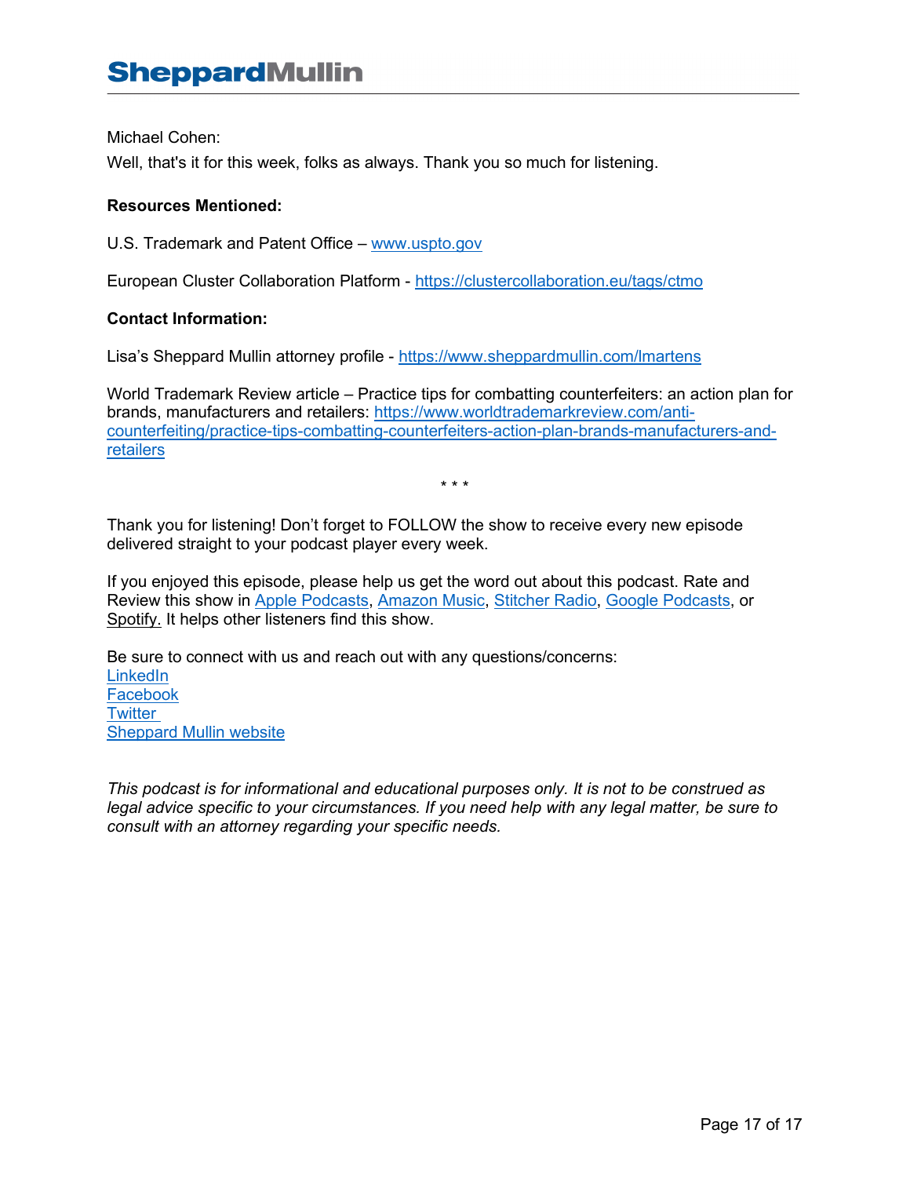Michael Cohen:

Well, that's it for this week, folks as always. Thank you so much for listening.

**Resources Mentioned:**

U.S. Trademark and Patent Office – www.uspto.gov

European Cluster Collaboration Platform - https://clustercollaboration.eu/tags/ctmo

**Contact Information:**

Lisa's Sheppard Mullin attorney profile - https://www.sheppardmullin.com/lmartens

World Trademark Review article – Practice tips for combatting counterfeiters: an action plan for brands, manufacturers and retailers: https://www.worldtrademarkreview.com/anti-counterfeiting/practice-tips-combatting-counterfeiters-action-plan-brands-manufacturers-and-retailers

\* \* \*

Thank you for listening! Don't forget to FOLLOW the show to receive every new episode delivered straight to your podcast player every week.

If you enjoyed this episode, please help us get the word out about this podcast. Rate and Review this show in Apple Podcasts, Amazon Music, Stitcher Radio, Google Podcasts, or Spotify. It helps other listeners find this show.

Be sure to connect with us and reach out with any questions/concerns:
LinkedIn
Facebook
Twitter
Sheppard Mullin website

*This podcast is for informational and educational purposes only. It is not to be construed as legal advice specific to your circumstances. If you need help with any legal matter, be sure to consult with an attorney regarding your specific needs.*